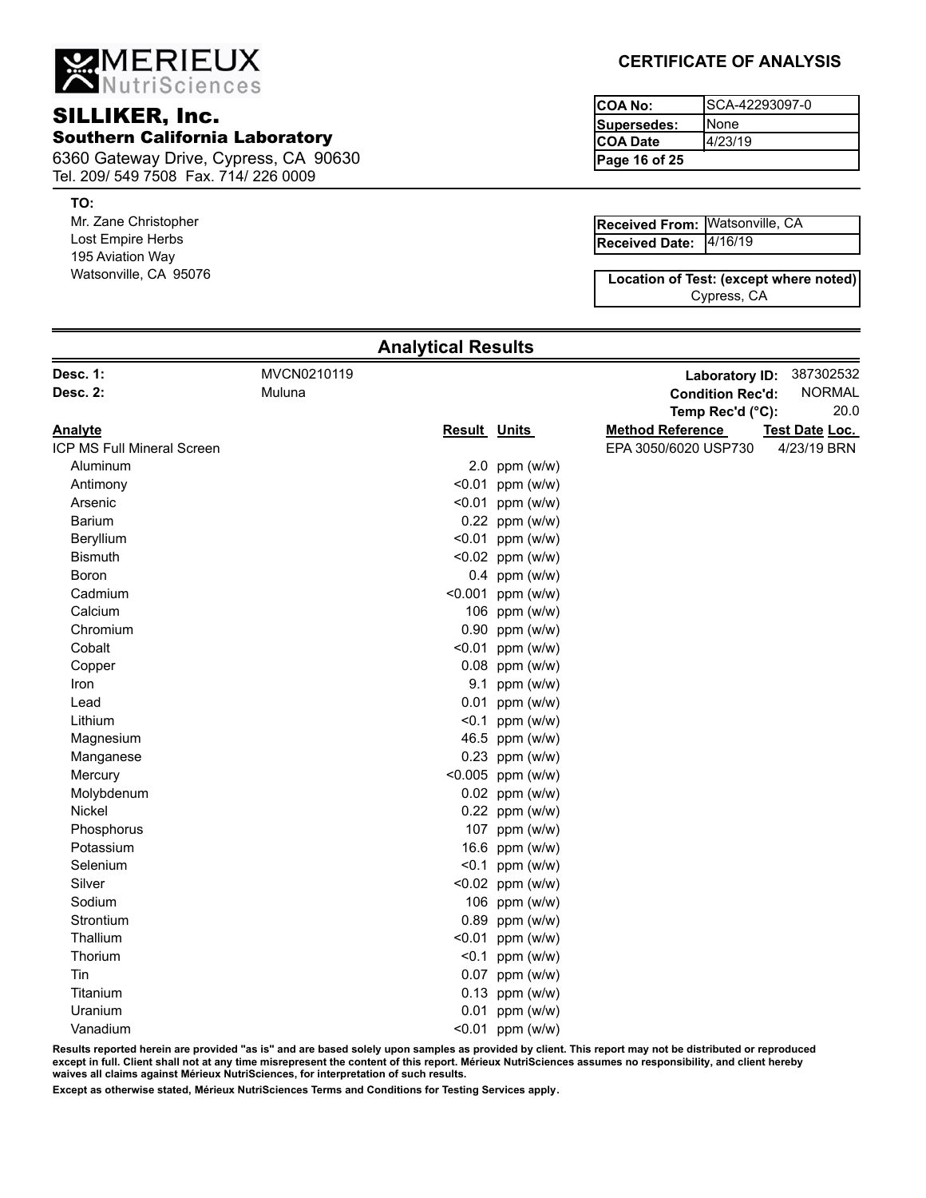MERIEUX NutriSciences

## SILLIKER, Inc.
### Southern California Laboratory

6360 Gateway Drive, Cypress, CA 90630
Tel. 209/ 549 7508 Fax. 714/ 226 0009

**CERTIFICATE OF ANALYSIS**

| | |
|---|---|
| **COA No:** | SCA-42293097-0 |
| **Supersedes:** | None |
| **COA Date** | 4/23/19 |
| **Page 16 of 25** | |

**TO:**
Mr. Zane Christopher
Lost Empire Herbs
195 Aviation Way
Watsonville, CA 95076

| | |
|---|---|
| **Received From:** | Watsonville, CA |
| **Received Date:** | 4/16/19 |

**Location of Test: (except where noted)**
Cypress, CA

## Analytical Results

**Desc. 1:** MVCN0210119
**Desc. 2:** Muluna

**Laboratory ID:** 387302532
**Condition Rec'd:** NORMAL
**Temp Rec'd (°C):** 20.0

| Analyte | Result | Units | Method Reference | Test Date | Loc. |
|---|---|---|---|---|---|
| ICP MS Full Mineral Screen | | | EPA 3050/6020 USP730 | 4/23/19 | BRN |
| Aluminum | 2.0 | ppm (w/w) | | | |
| Antimony | <0.01 | ppm (w/w) | | | |
| Arsenic | <0.01 | ppm (w/w) | | | |
| Barium | 0.22 | ppm (w/w) | | | |
| Beryllium | <0.01 | ppm (w/w) | | | |
| Bismuth | <0.02 | ppm (w/w) | | | |
| Boron | 0.4 | ppm (w/w) | | | |
| Cadmium | <0.001 | ppm (w/w) | | | |
| Calcium | 106 | ppm (w/w) | | | |
| Chromium | 0.90 | ppm (w/w) | | | |
| Cobalt | <0.01 | ppm (w/w) | | | |
| Copper | 0.08 | ppm (w/w) | | | |
| Iron | 9.1 | ppm (w/w) | | | |
| Lead | 0.01 | ppm (w/w) | | | |
| Lithium | <0.1 | ppm (w/w) | | | |
| Magnesium | 46.5 | ppm (w/w) | | | |
| Manganese | 0.23 | ppm (w/w) | | | |
| Mercury | <0.005 | ppm (w/w) | | | |
| Molybdenum | 0.02 | ppm (w/w) | | | |
| Nickel | 0.22 | ppm (w/w) | | | |
| Phosphorus | 107 | ppm (w/w) | | | |
| Potassium | 16.6 | ppm (w/w) | | | |
| Selenium | <0.1 | ppm (w/w) | | | |
| Silver | <0.02 | ppm (w/w) | | | |
| Sodium | 106 | ppm (w/w) | | | |
| Strontium | 0.89 | ppm (w/w) | | | |
| Thallium | <0.01 | ppm (w/w) | | | |
| Thorium | <0.1 | ppm (w/w) | | | |
| Tin | 0.07 | ppm (w/w) | | | |
| Titanium | 0.13 | ppm (w/w) | | | |
| Uranium | 0.01 | ppm (w/w) | | | |
| Vanadium | <0.01 | ppm (w/w) | | | |

**Results reported herein are provided "as is" and are based solely upon samples as provided by client. This report may not be distributed or reproduced except in full. Client shall not at any time misrepresent the content of this report. Mérieux NutriSciences assumes no responsibility, and client hereby waives all claims against Mérieux NutriSciences, for interpretation of such results.**

**Except as otherwise stated, Mérieux NutriSciences Terms and Conditions for Testing Services apply.**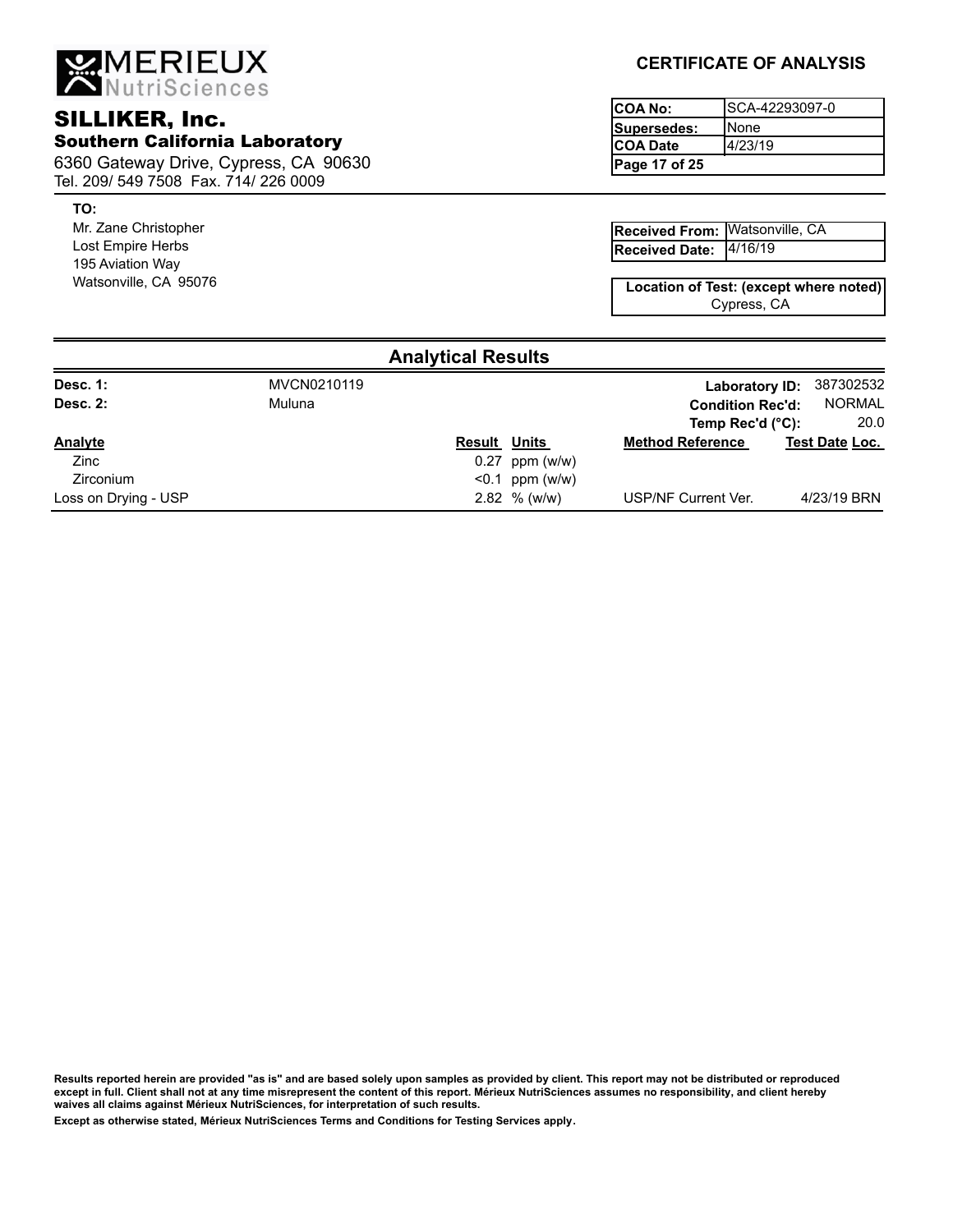MERIEUX NutriSciences

**SILLIKER, Inc.**
**Southern California Laboratory**
6360 Gateway Drive, Cypress, CA 90630
Tel. 209/ 549 7508 Fax. 714/ 226 0009

## CERTIFICATE OF ANALYSIS

| | |
|---|---|
| **COA No:** | SCA-42293097-0 |
| **Supersedes:** | None |
| **COA Date** | 4/23/19 |
| **Page 17 of 25** | |

**TO:**
Mr. Zane Christopher
Lost Empire Herbs
195 Aviation Way
Watsonville, CA 95076

| | |
|---|---|
| **Received From:** | Watsonville, CA |
| **Received Date:** | 4/16/19 |

**Location of Test: (except where noted)**
Cypress, CA

## Analytical Results

**Desc. 1:** MVCN0210119 — **Laboratory ID:** 387302532
**Desc. 2:** Muluna — **Condition Rec'd:** NORMAL
**Temp Rec'd (°C):** 20.0

| Analyte | Result | Units | Method Reference | Test Date | Loc. |
|---|---|---|---|---|---|
| Zinc | 0.27 | ppm (w/w) | | | |
| Zirconium | <0.1 | ppm (w/w) | | | |
| Loss on Drying - USP | 2.82 | % (w/w) | USP/NF Current Ver. | 4/23/19 | BRN |

**Results reported herein are provided "as is" and are based solely upon samples as provided by client. This report may not be distributed or reproduced except in full. Client shall not at any time misrepresent the content of this report. Mérieux NutriSciences assumes no responsibility, and client hereby waives all claims against Mérieux NutriSciences, for interpretation of such results.**

**Except as otherwise stated, Mérieux NutriSciences Terms and Conditions for Testing Services apply.**